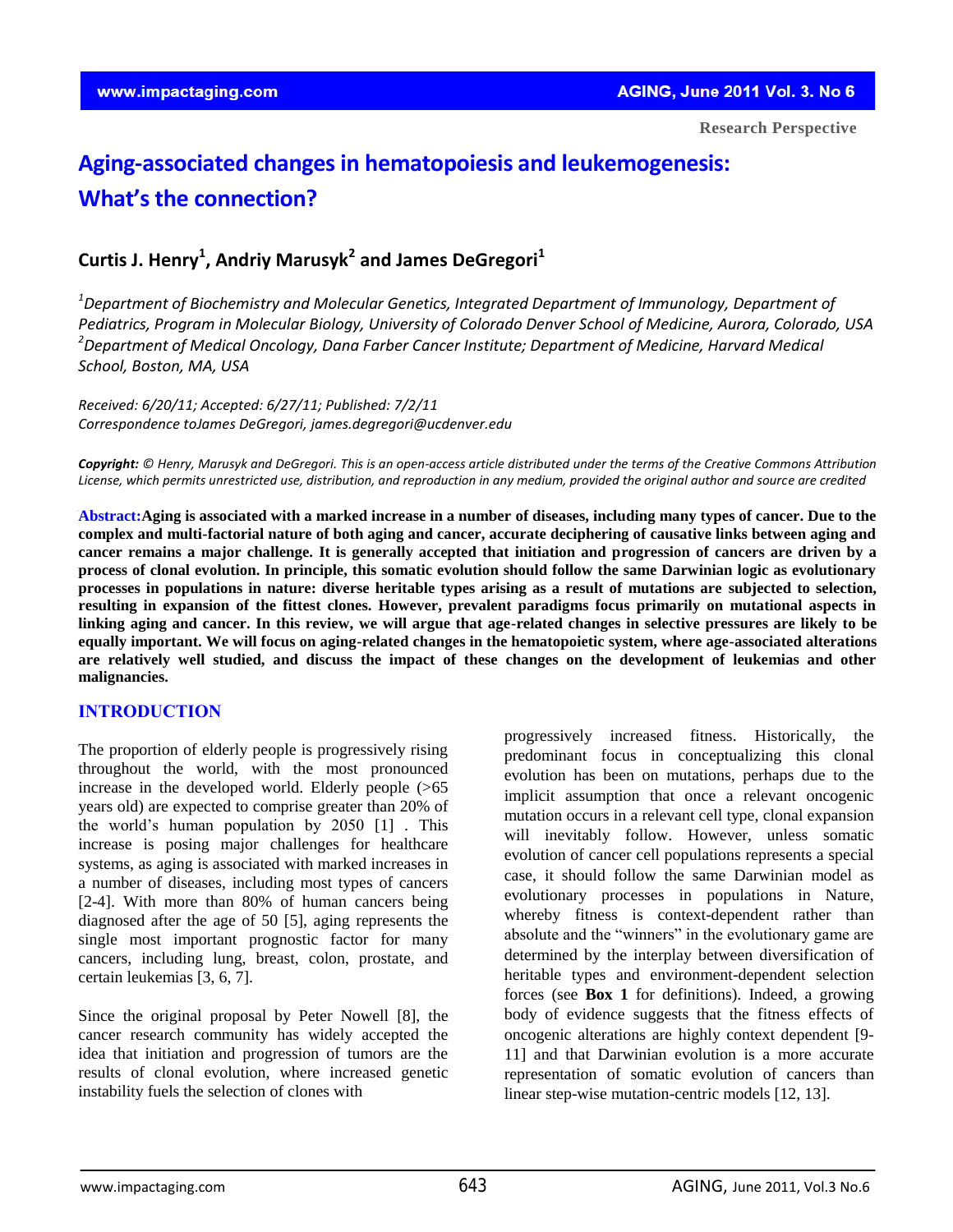Research Perspective

# Aging-associated changes in hematopoiesis and leukemogenesis: What's the connection?

## Curtis J. Henry[1], Andriy Marusyk[2] and James DeGregori[1]

*[1]Department of Biochemistry and Molecular Genetics, Integrated Department of Immunology, Department of Pediatrics, Program in Molecular Biology, University of Colorado Denver School of Medicine, Aurora, Colorado, USA*
*[2]Department of Medical Oncology, Dana Farber Cancer Institute; Department of Medicine, Harvard Medical School, Boston, MA, USA*

*Received: 6/20/11; Accepted: 6/27/11; Published: 7/2/11*
*Correspondence toJames DeGregori, james.degregori@ucdenver.edu*

***Copyright:*** *© Henry, Marusyk and DeGregori. This is an open-access article distributed under the terms of the Creative Commons Attribution License, which permits unrestricted use, distribution, and reproduction in any medium, provided the original author and source are credited*

**Abstract: Aging is associated with a marked increase in a number of diseases, including many types of cancer. Due to the complex and multi-factorial nature of both aging and cancer, accurate deciphering of causative links between aging and cancer remains a major challenge. It is generally accepted that initiation and progression of cancers are driven by a process of clonal evolution. In principle, this somatic evolution should follow the same Darwinian logic as evolutionary processes in populations in nature: diverse heritable types arising as a result of mutations are subjected to selection, resulting in expansion of the fittest clones. However, prevalent paradigms focus primarily on mutational aspects in linking aging and cancer. In this review, we will argue that age-related changes in selective pressures are likely to be equally important. We will focus on aging-related changes in the hematopoietic system, where age-associated alterations are relatively well studied, and discuss the impact of these changes on the development of leukemias and other malignancies.**

## INTRODUCTION

The proportion of elderly people is progressively rising throughout the world, with the most pronounced increase in the developed world. Elderly people (>65 years old) are expected to comprise greater than 20% of the world's human population by 2050 [1] . This increase is posing major challenges for healthcare systems, as aging is associated with marked increases in a number of diseases, including most types of cancers [2-4]. With more than 80% of human cancers being diagnosed after the age of 50 [5], aging represents the single most important prognostic factor for many cancers, including lung, breast, colon, prostate, and certain leukemias [3, 6, 7].

Since the original proposal by Peter Nowell [8], the cancer research community has widely accepted the idea that initiation and progression of tumors are the results of clonal evolution, where increased genetic instability fuels the selection of clones with progressively increased fitness. Historically, the predominant focus in conceptualizing this clonal evolution has been on mutations, perhaps due to the implicit assumption that once a relevant oncogenic mutation occurs in a relevant cell type, clonal expansion will inevitably follow. However, unless somatic evolution of cancer cell populations represents a special case, it should follow the same Darwinian model as evolutionary processes in populations in Nature, whereby fitness is context-dependent rather than absolute and the "winners" in the evolutionary game are determined by the interplay between diversification of heritable types and environment-dependent selection forces (see **Box 1** for definitions). Indeed, a growing body of evidence suggests that the fitness effects of oncogenic alterations are highly context dependent [9-11] and that Darwinian evolution is a more accurate representation of somatic evolution of cancers than linear step-wise mutation-centric models [12, 13].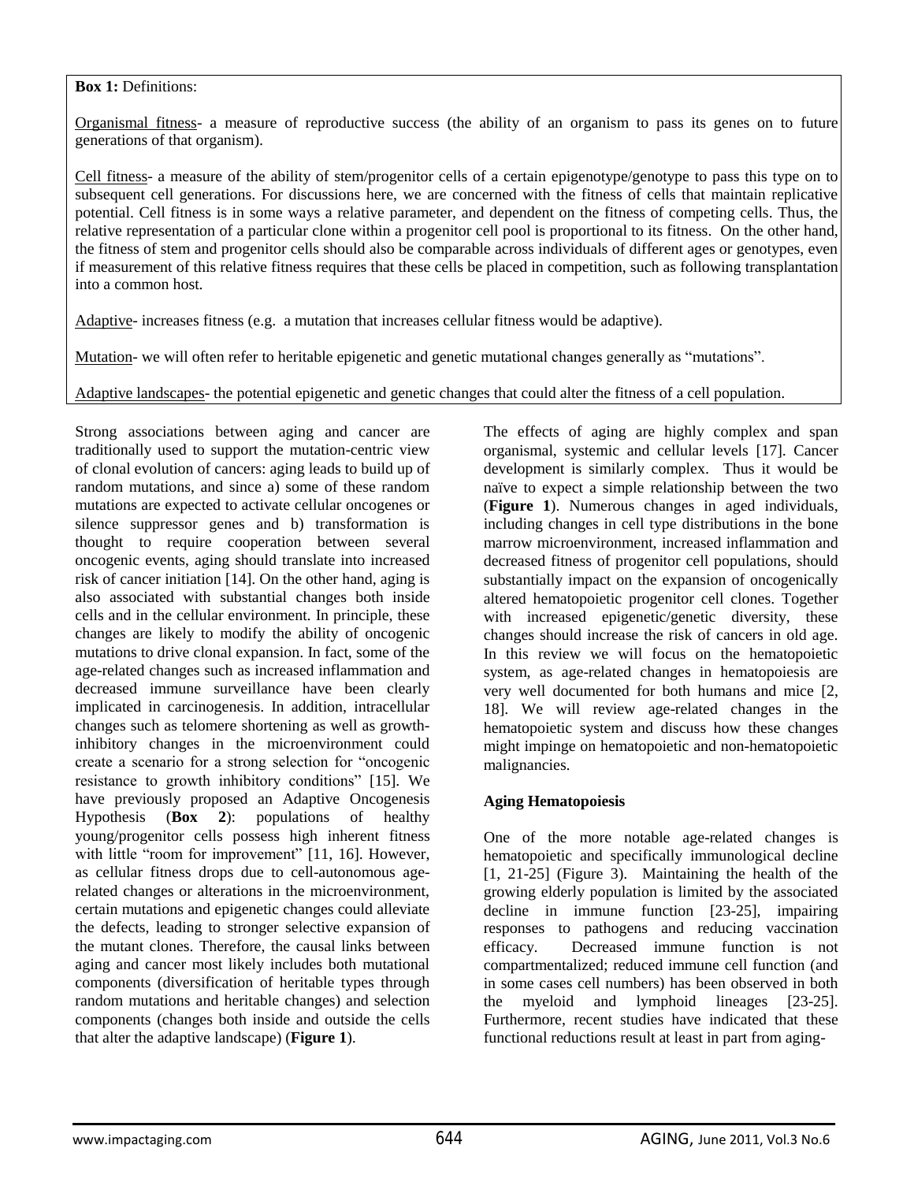**Box 1:** Definitions:

Organismal fitness- a measure of reproductive success (the ability of an organism to pass its genes on to future generations of that organism).

Cell fitness- a measure of the ability of stem/progenitor cells of a certain epigenotype/genotype to pass this type on to subsequent cell generations. For discussions here, we are concerned with the fitness of cells that maintain replicative potential. Cell fitness is in some ways a relative parameter, and dependent on the fitness of competing cells. Thus, the relative representation of a particular clone within a progenitor cell pool is proportional to its fitness. On the other hand, the fitness of stem and progenitor cells should also be comparable across individuals of different ages or genotypes, even if measurement of this relative fitness requires that these cells be placed in competition, such as following transplantation into a common host.

Adaptive- increases fitness (e.g. a mutation that increases cellular fitness would be adaptive).

Mutation- we will often refer to heritable epigenetic and genetic mutational changes generally as "mutations".

Adaptive landscapes- the potential epigenetic and genetic changes that could alter the fitness of a cell population.

Strong associations between aging and cancer are traditionally used to support the mutation-centric view of clonal evolution of cancers: aging leads to build up of random mutations, and since a) some of these random mutations are expected to activate cellular oncogenes or silence suppressor genes and b) transformation is thought to require cooperation between several oncogenic events, aging should translate into increased risk of cancer initiation [14]. On the other hand, aging is also associated with substantial changes both inside cells and in the cellular environment. In principle, these changes are likely to modify the ability of oncogenic mutations to drive clonal expansion. In fact, some of the age-related changes such as increased inflammation and decreased immune surveillance have been clearly implicated in carcinogenesis. In addition, intracellular changes such as telomere shortening as well as growth-inhibitory changes in the microenvironment could create a scenario for a strong selection for "oncogenic resistance to growth inhibitory conditions" [15]. We have previously proposed an Adaptive Oncogenesis Hypothesis (**Box 2**): populations of healthy young/progenitor cells possess high inherent fitness with little "room for improvement" [11, 16]. However, as cellular fitness drops due to cell-autonomous age-related changes or alterations in the microenvironment, certain mutations and epigenetic changes could alleviate the defects, leading to stronger selective expansion of the mutant clones. Therefore, the causal links between aging and cancer most likely includes both mutational components (diversification of heritable types through random mutations and heritable changes) and selection components (changes both inside and outside the cells that alter the adaptive landscape) (**Figure 1**).

The effects of aging are highly complex and span organismal, systemic and cellular levels [17]. Cancer development is similarly complex. Thus it would be naïve to expect a simple relationship between the two (**Figure 1**). Numerous changes in aged individuals, including changes in cell type distributions in the bone marrow microenvironment, increased inflammation and decreased fitness of progenitor cell populations, should substantially impact on the expansion of oncogenically altered hematopoietic progenitor cell clones. Together with increased epigenetic/genetic diversity, these changes should increase the risk of cancers in old age. In this review we will focus on the hematopoietic system, as age-related changes in hematopoiesis are very well documented for both humans and mice [2, 18]. We will review age-related changes in the hematopoietic system and discuss how these changes might impinge on hematopoietic and non-hematopoietic malignancies.

## Aging Hematopoiesis

One of the more notable age-related changes is hematopoietic and specifically immunological decline [1, 21-25] (Figure 3). Maintaining the health of the growing elderly population is limited by the associated decline in immune function [23-25], impairing responses to pathogens and reducing vaccination efficacy. Decreased immune function is not compartmentalized; reduced immune cell function (and in some cases cell numbers) has been observed in both the myeloid and lymphoid lineages [23-25]. Furthermore, recent studies have indicated that these functional reductions result at least in part from aging-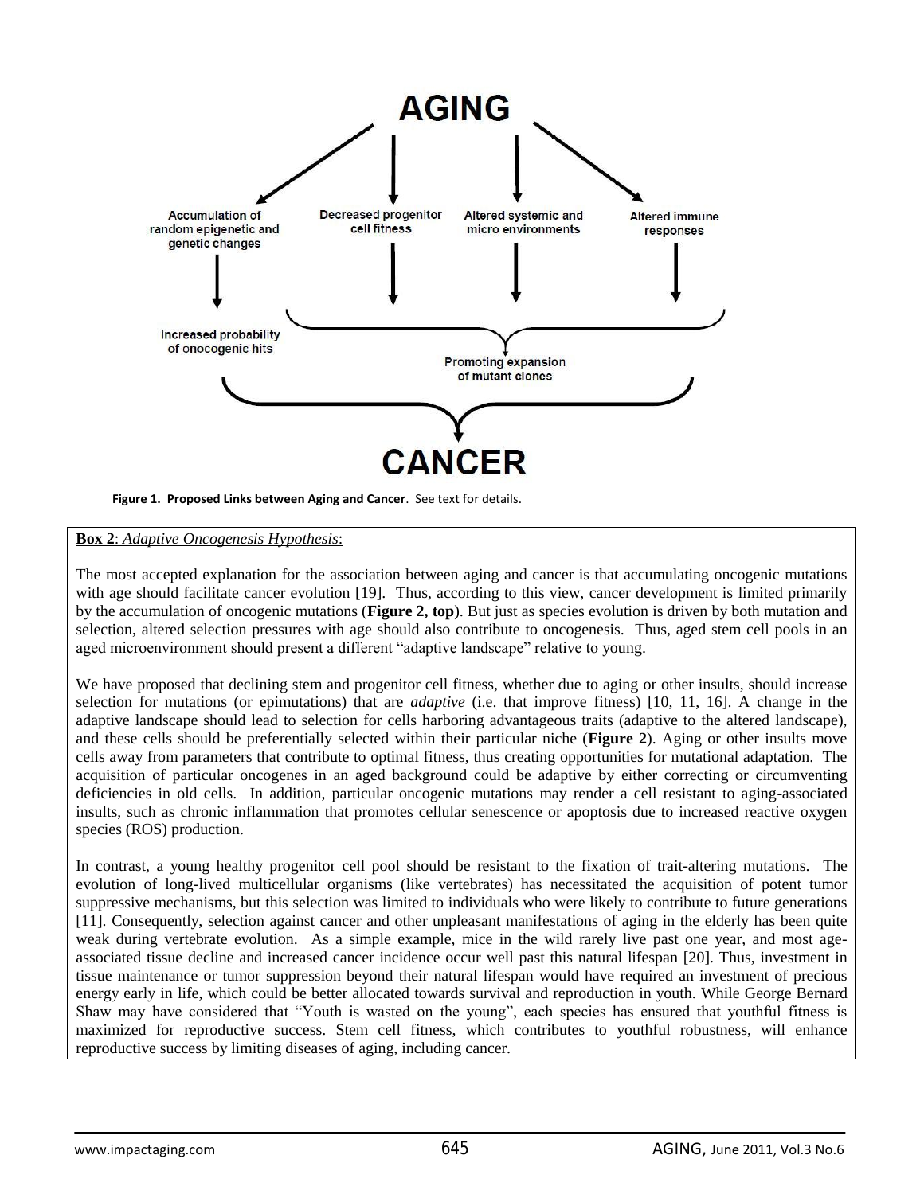**Figure 1. Proposed Links between Aging and Cancer**. See text for details.

**Box 2**: *Adaptive Oncogenesis Hypothesis*:

The most accepted explanation for the association between aging and cancer is that accumulating oncogenic mutations with age should facilitate cancer evolution [19]. Thus, according to this view, cancer development is limited primarily by the accumulation of oncogenic mutations (**Figure 2, top**). But just as species evolution is driven by both mutation and selection, altered selection pressures with age should also contribute to oncogenesis. Thus, aged stem cell pools in an aged microenvironment should present a different "adaptive landscape" relative to young.

We have proposed that declining stem and progenitor cell fitness, whether due to aging or other insults, should increase selection for mutations (or epimutations) that are *adaptive* (i.e. that improve fitness) [10, 11, 16]. A change in the adaptive landscape should lead to selection for cells harboring advantageous traits (adaptive to the altered landscape), and these cells should be preferentially selected within their particular niche (**Figure 2**). Aging or other insults move cells away from parameters that contribute to optimal fitness, thus creating opportunities for mutational adaptation. The acquisition of particular oncogenes in an aged background could be adaptive by either correcting or circumventing deficiencies in old cells. In addition, particular oncogenic mutations may render a cell resistant to aging-associated insults, such as chronic inflammation that promotes cellular senescence or apoptosis due to increased reactive oxygen species (ROS) production.

In contrast, a young healthy progenitor cell pool should be resistant to the fixation of trait-altering mutations. The evolution of long-lived multicellular organisms (like vertebrates) has necessitated the acquisition of potent tumor suppressive mechanisms, but this selection was limited to individuals who were likely to contribute to future generations [11]. Consequently, selection against cancer and other unpleasant manifestations of aging in the elderly has been quite weak during vertebrate evolution. As a simple example, mice in the wild rarely live past one year, and most age-associated tissue decline and increased cancer incidence occur well past this natural lifespan [20]. Thus, investment in tissue maintenance or tumor suppression beyond their natural lifespan would have required an investment of precious energy early in life, which could be better allocated towards survival and reproduction in youth. While George Bernard Shaw may have considered that "Youth is wasted on the young", each species has ensured that youthful fitness is maximized for reproductive success. Stem cell fitness, which contributes to youthful robustness, will enhance reproductive success by limiting diseases of aging, including cancer.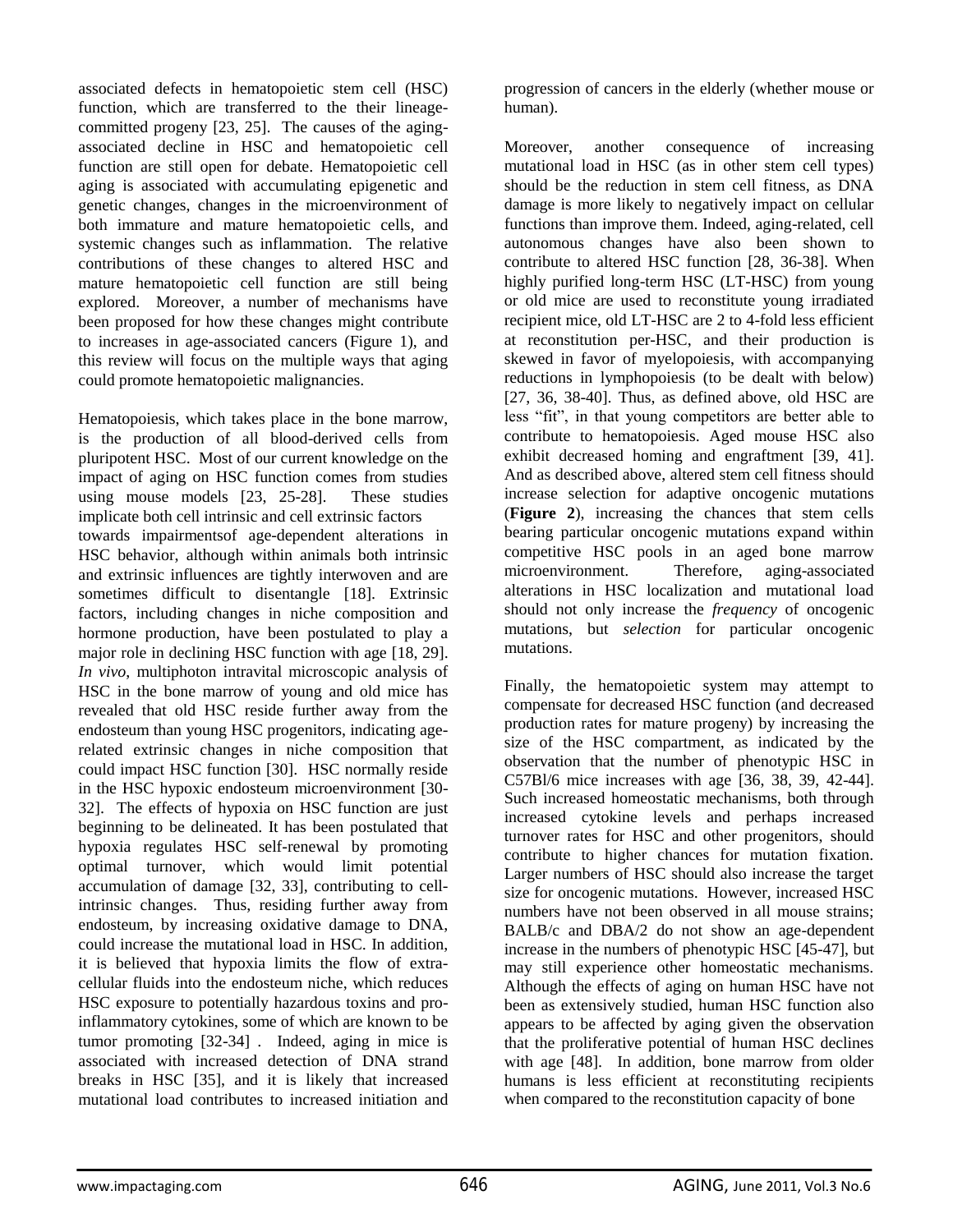associated defects in hematopoietic stem cell (HSC) function, which are transferred to the their lineage-committed progeny [23, 25]. The causes of the aging-associated decline in HSC and hematopoietic cell function are still open for debate. Hematopoietic cell aging is associated with accumulating epigenetic and genetic changes, changes in the microenvironment of both immature and mature hematopoietic cells, and systemic changes such as inflammation. The relative contributions of these changes to altered HSC and mature hematopoietic cell function are still being explored. Moreover, a number of mechanisms have been proposed for how these changes might contribute to increases in age-associated cancers (Figure 1), and this review will focus on the multiple ways that aging could promote hematopoietic malignancies.

Hematopoiesis, which takes place in the bone marrow, is the production of all blood-derived cells from pluripotent HSC. Most of our current knowledge on the impact of aging on HSC function comes from studies using mouse models [23, 25-28]. These studies implicate both cell intrinsic and cell extrinsic factors towards impairmentsof age-dependent alterations in HSC behavior, although within animals both intrinsic and extrinsic influences are tightly interwoven and are sometimes difficult to disentangle [18]. Extrinsic factors, including changes in niche composition and hormone production, have been postulated to play a major role in declining HSC function with age [18, 29]. *In vivo*, multiphoton intravital microscopic analysis of HSC in the bone marrow of young and old mice has revealed that old HSC reside further away from the endosteum than young HSC progenitors, indicating age-related extrinsic changes in niche composition that could impact HSC function [30]. HSC normally reside in the HSC hypoxic endosteum microenvironment [30-32]. The effects of hypoxia on HSC function are just beginning to be delineated. It has been postulated that hypoxia regulates HSC self-renewal by promoting optimal turnover, which would limit potential accumulation of damage [32, 33], contributing to cell-intrinsic changes. Thus, residing further away from endosteum, by increasing oxidative damage to DNA, could increase the mutational load in HSC. In addition, it is believed that hypoxia limits the flow of extra-cellular fluids into the endosteum niche, which reduces HSC exposure to potentially hazardous toxins and pro-inflammatory cytokines, some of which are known to be tumor promoting [32-34] . Indeed, aging in mice is associated with increased detection of DNA strand breaks in HSC [35], and it is likely that increased mutational load contributes to increased initiation and progression of cancers in the elderly (whether mouse or human).

Moreover, another consequence of increasing mutational load in HSC (as in other stem cell types) should be the reduction in stem cell fitness, as DNA damage is more likely to negatively impact on cellular functions than improve them. Indeed, aging-related, cell autonomous changes have also been shown to contribute to altered HSC function [28, 36-38]. When highly purified long-term HSC (LT-HSC) from young or old mice are used to reconstitute young irradiated recipient mice, old LT-HSC are 2 to 4-fold less efficient at reconstitution per-HSC, and their production is skewed in favor of myelopoiesis, with accompanying reductions in lymphopoiesis (to be dealt with below) [27, 36, 38-40]. Thus, as defined above, old HSC are less "fit", in that young competitors are better able to contribute to hematopoiesis. Aged mouse HSC also exhibit decreased homing and engraftment [39, 41]. And as described above, altered stem cell fitness should increase selection for adaptive oncogenic mutations (**Figure 2**), increasing the chances that stem cells bearing particular oncogenic mutations expand within competitive HSC pools in an aged bone marrow microenvironment. Therefore, aging-associated alterations in HSC localization and mutational load should not only increase the *frequency* of oncogenic mutations, but *selection* for particular oncogenic mutations.

Finally, the hematopoietic system may attempt to compensate for decreased HSC function (and decreased production rates for mature progeny) by increasing the size of the HSC compartment, as indicated by the observation that the number of phenotypic HSC in C57Bl/6 mice increases with age [36, 38, 39, 42-44]. Such increased homeostatic mechanisms, both through increased cytokine levels and perhaps increased turnover rates for HSC and other progenitors, should contribute to higher chances for mutation fixation. Larger numbers of HSC should also increase the target size for oncogenic mutations. However, increased HSC numbers have not been observed in all mouse strains; BALB/c and DBA/2 do not show an age-dependent increase in the numbers of phenotypic HSC [45-47], but may still experience other homeostatic mechanisms. Although the effects of aging on human HSC have not been as extensively studied, human HSC function also appears to be affected by aging given the observation that the proliferative potential of human HSC declines with age [48]. In addition, bone marrow from older humans is less efficient at reconstituting recipients when compared to the reconstitution capacity of bone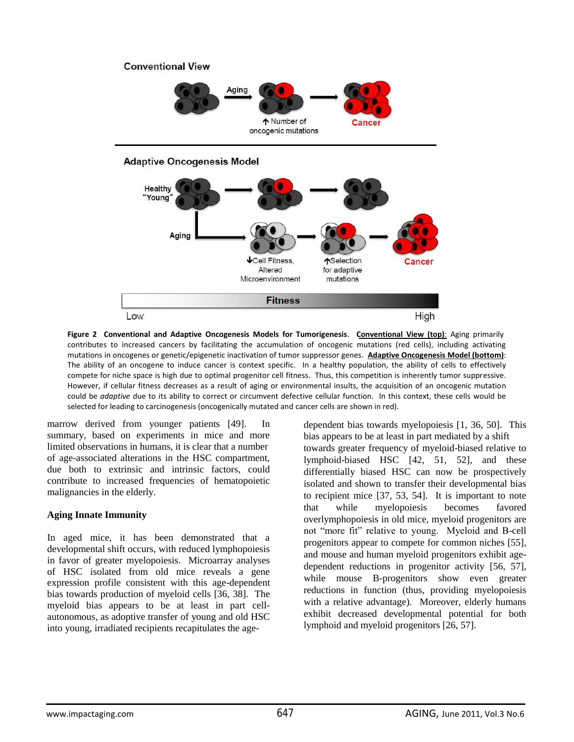**Figure 2 Conventional and Adaptive Oncogenesis Models for Tumorigenesis**. **Conventional View (top):** Aging primarily contributes to increased cancers by facilitating the accumulation of oncogenic mutations (red cells), including activating mutations in oncogenes or genetic/epigenetic inactivation of tumor suppressor genes. **Adaptive Oncogenesis Model (bottom)**: The ability of an oncogene to induce cancer is context specific. In a healthy population, the ability of cells to effectively compete for niche space is high due to optimal progenitor cell fitness. Thus, this competition is inherently tumor suppressive. However, if cellular fitness decreases as a result of aging or environmental insults, the acquisition of an oncogenic mutation could be *adaptive* due to its ability to correct or circumvent defective cellular function. In this context, these cells would be selected for leading to carcinogenesis (oncogenically mutated and cancer cells are shown in red).

marrow derived from younger patients [49]. In summary, based on experiments in mice and more limited observations in humans, it is clear that a number of age-associated alterations in the HSC compartment, due both to extrinsic and intrinsic factors, could contribute to increased frequencies of hematopoietic malignancies in the elderly.

### Aging Innate Immunity

In aged mice, it has been demonstrated that a developmental shift occurs, with reduced lymphopoiesis in favor of greater myelopoiesis. Microarray analyses of HSC isolated from old mice reveals a gene expression profile consistent with this age-dependent bias towards production of myeloid cells [36, 38]. The myeloid bias appears to be at least in part cell-autonomous, as adoptive transfer of young and old HSC into young, irradiated recipients recapitulates the age-dependent bias towards myelopoiesis [1, 36, 50]. This bias appears to be at least in part mediated by a shift towards greater frequency of myeloid-biased relative to lymphoid-biased HSC [42, 51, 52], and these differentially biased HSC can now be prospectively isolated and shown to transfer their developmental bias to recipient mice [37, 53, 54]. It is important to note that while myelopoiesis becomes favored overlymphopoiesis in old mice, myeloid progenitors are not "more fit" relative to young. Myeloid and B-cell progenitors appear to compete for common niches [55], and mouse and human myeloid progenitors exhibit age-dependent reductions in progenitor activity [56, 57], while mouse B-progenitors show even greater reductions in function (thus, providing myelopoiesis with a relative advantage). Moreover, elderly humans exhibit decreased developmental potential for both lymphoid and myeloid progenitors [26, 57].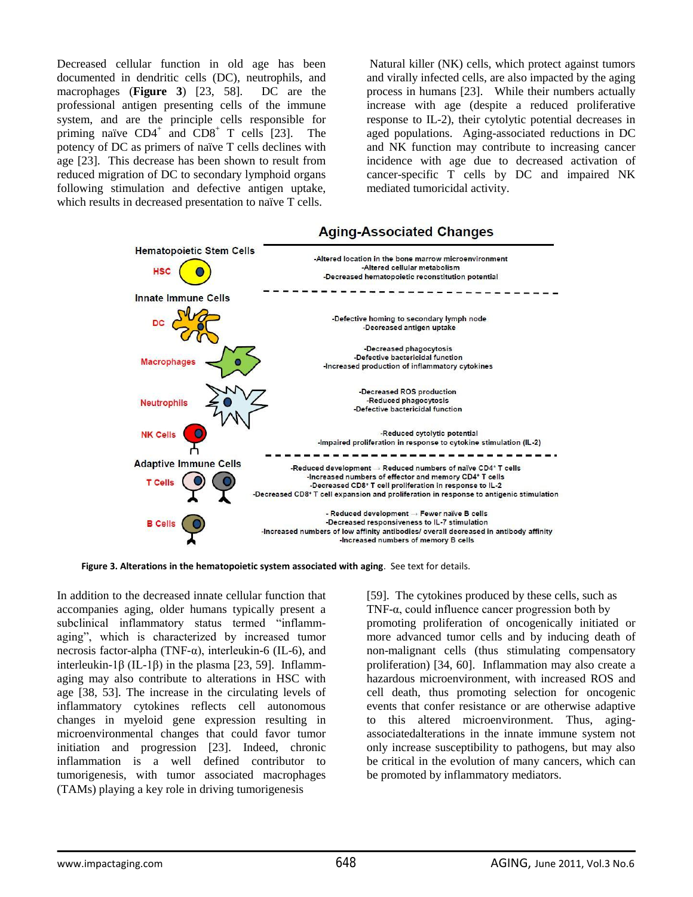Decreased cellular function in old age has been documented in dendritic cells (DC), neutrophils, and macrophages (**Figure 3**) [23, 58]. DC are the professional antigen presenting cells of the immune system, and are the principle cells responsible for priming naïve $CD4^+$ and $CD8^+$ T cells [23]. The potency of DC as primers of naïve T cells declines with age [23]. This decrease has been shown to result from reduced migration of DC to secondary lymphoid organs following stimulation and defective antigen uptake, which results in decreased presentation to naïve T cells.

Natural killer (NK) cells, which protect against tumors and virally infected cells, are also impacted by the aging process in humans [23]. While their numbers actually increase with age (despite a reduced proliferative response to IL-2), their cytolytic potential decreases in aged populations. Aging-associated reductions in DC and NK function may contribute to increasing cancer incidence with age due to decreased activation of cancer-specific T cells by DC and impaired NK mediated tumoricidal activity.

**Aging-Associated Changes**

**Hematopoietic Stem Cells**

HSC
- Altered location in the bone marrow microenvironment
- Altered cellular metabolism
- Decreased hematopoietic reconstitution potential

**Innate Immune Cells**

DC
- Defective homing to secondary lymph node
- Decreased antigen uptake

Macrophages
- Decreased phagocytosis
- Defective bactericidal function
- Increased production of inflammatory cytokines

Neutrophils
- Decreased ROS production
- Reduced phagocytosis
- Defective bactericidal function

NK Cells
- Reduced cytolytic potential
- Impaired proliferation in response to cytokine stimulation (IL-2)

**Adaptive Immune Cells**

T Cells
- Reduced development → Reduced numbers of naïve $CD4^+$ T cells
- Increased numbers of effector and memory $CD4^+$ T cells
- Decreased $CD8^+$ T cell proliferation in response to IL-2
- Decreased $CD8^+$ T cell expansion and proliferation in response to antigenic stimulation

B Cells
- Reduced development → Fewer naïve B cells
- Decreased responsiveness to IL-7 stimulation
- Increased numbers of low affinity antibodies/ overall decreased in antibody affinity
- Increased numbers of memory B cells

**Figure 3. Alterations in the hematopoietic system associated with aging**. See text for details.

In addition to the decreased innate cellular function that accompanies aging, older humans typically present a subclinical inflammatory status termed "inflamm-aging", which is characterized by increased tumor necrosis factor-alpha (TNF-α), interleukin-6 (IL-6), and interleukin-1β (IL-1β) in the plasma [23, 59]. Inflamm-aging may also contribute to alterations in HSC with age [38, 53]. The increase in the circulating levels of inflammatory cytokines reflects cell autonomous changes in myeloid gene expression resulting in microenvironmental changes that could favor tumor initiation and progression [23]. Indeed, chronic inflammation is a well defined contributor to tumorigenesis, with tumor associated macrophages (TAMs) playing a key role in driving tumorigenesis [59]. The cytokines produced by these cells, such as TNF-α, could influence cancer progression both by promoting proliferation of oncogenically initiated or more advanced tumor cells and by inducing death of non-malignant cells (thus stimulating compensatory proliferation) [34, 60]. Inflammation may also create a hazardous microenvironment, with increased ROS and cell death, thus promoting selection for oncogenic events that confer resistance or are otherwise adaptive to this altered microenvironment. Thus, aging-associatedalterations in the innate immune system not only increase susceptibility to pathogens, but may also be critical in the evolution of many cancers, which can be promoted by inflammatory mediators.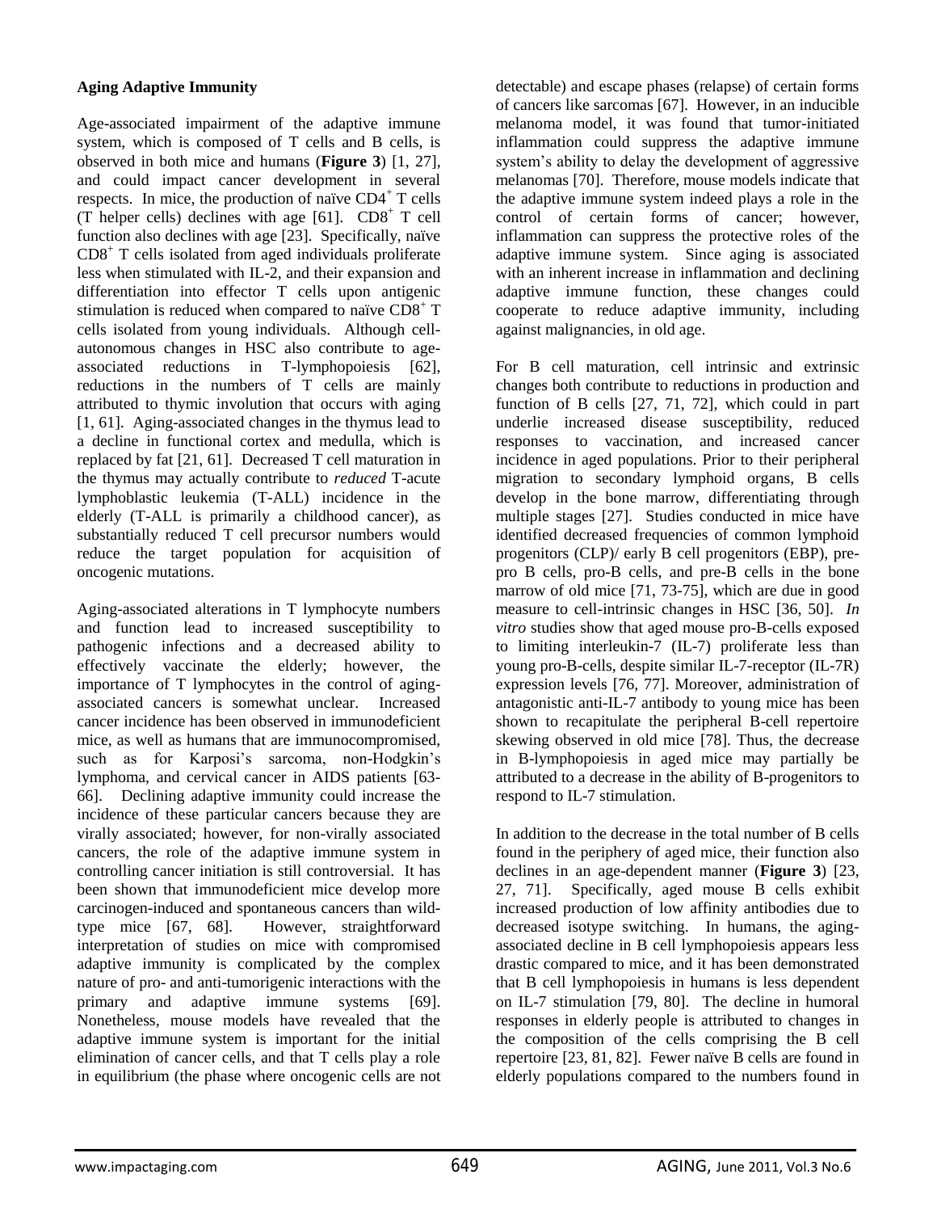**Aging Adaptive Immunity**

Age-associated impairment of the adaptive immune system, which is composed of T cells and B cells, is observed in both mice and humans (**Figure 3**) [1, 27], and could impact cancer development in several respects. In mice, the production of naïve $CD4^+$ T cells (T helper cells) declines with age [61]. $CD8^+$ T cell function also declines with age [23]. Specifically, naïve $CD8^+$ T cells isolated from aged individuals proliferate less when stimulated with IL-2, and their expansion and differentiation into effector T cells upon antigenic stimulation is reduced when compared to naïve $CD8^+$ T cells isolated from young individuals. Although cell-autonomous changes in HSC also contribute to age-associated reductions in T-lymphopoiesis [62], reductions in the numbers of T cells are mainly attributed to thymic involution that occurs with aging [1, 61]. Aging-associated changes in the thymus lead to a decline in functional cortex and medulla, which is replaced by fat [21, 61]. Decreased T cell maturation in the thymus may actually contribute to *reduced* T-acute lymphoblastic leukemia (T-ALL) incidence in the elderly (T-ALL is primarily a childhood cancer), as substantially reduced T cell precursor numbers would reduce the target population for acquisition of oncogenic mutations.

Aging-associated alterations in T lymphocyte numbers and function lead to increased susceptibility to pathogenic infections and a decreased ability to effectively vaccinate the elderly; however, the importance of T lymphocytes in the control of aging-associated cancers is somewhat unclear. Increased cancer incidence has been observed in immunodeficient mice, as well as humans that are immunocompromised, such as for Karposi's sarcoma, non-Hodgkin's lymphoma, and cervical cancer in AIDS patients [63-66]. Declining adaptive immunity could increase the incidence of these particular cancers because they are virally associated; however, for non-virally associated cancers, the role of the adaptive immune system in controlling cancer initiation is still controversial. It has been shown that immunodeficient mice develop more carcinogen-induced and spontaneous cancers than wild-type mice [67, 68]. However, straightforward interpretation of studies on mice with compromised adaptive immunity is complicated by the complex nature of pro- and anti-tumorigenic interactions with the primary and adaptive immune systems [69]. Nonetheless, mouse models have revealed that the adaptive immune system is important for the initial elimination of cancer cells, and that T cells play a role in equilibrium (the phase where oncogenic cells are not detectable) and escape phases (relapse) of certain forms of cancers like sarcomas [67]. However, in an inducible melanoma model, it was found that tumor-initiated inflammation could suppress the adaptive immune system's ability to delay the development of aggressive melanomas [70]. Therefore, mouse models indicate that the adaptive immune system indeed plays a role in the control of certain forms of cancer; however, inflammation can suppress the protective roles of the adaptive immune system. Since aging is associated with an inherent increase in inflammation and declining adaptive immune function, these changes could cooperate to reduce adaptive immunity, including against malignancies, in old age.

For B cell maturation, cell intrinsic and extrinsic changes both contribute to reductions in production and function of B cells [27, 71, 72], which could in part underlie increased disease susceptibility, reduced responses to vaccination, and increased cancer incidence in aged populations. Prior to their peripheral migration to secondary lymphoid organs, B cells develop in the bone marrow, differentiating through multiple stages [27]. Studies conducted in mice have identified decreased frequencies of common lymphoid progenitors (CLP)/ early B cell progenitors (EBP), pre-pro B cells, pro-B cells, and pre-B cells in the bone marrow of old mice [71, 73-75], which are due in good measure to cell-intrinsic changes in HSC [36, 50]. *In vitro* studies show that aged mouse pro-B-cells exposed to limiting interleukin-7 (IL-7) proliferate less than young pro-B-cells, despite similar IL-7-receptor (IL-7R) expression levels [76, 77]. Moreover, administration of antagonistic anti-IL-7 antibody to young mice has been shown to recapitulate the peripheral B-cell repertoire skewing observed in old mice [78]. Thus, the decrease in B-lymphopoiesis in aged mice may partially be attributed to a decrease in the ability of B-progenitors to respond to IL-7 stimulation.

In addition to the decrease in the total number of B cells found in the periphery of aged mice, their function also declines in an age-dependent manner (**Figure 3**) [23, 27, 71]. Specifically, aged mouse B cells exhibit increased production of low affinity antibodies due to decreased isotype switching. In humans, the aging-associated decline in B cell lymphopoiesis appears less drastic compared to mice, and it has been demonstrated that B cell lymphopoiesis in humans is less dependent on IL-7 stimulation [79, 80]. The decline in humoral responses in elderly people is attributed to changes in the composition of the cells comprising the B cell repertoire [23, 81, 82]. Fewer naïve B cells are found in elderly populations compared to the numbers found in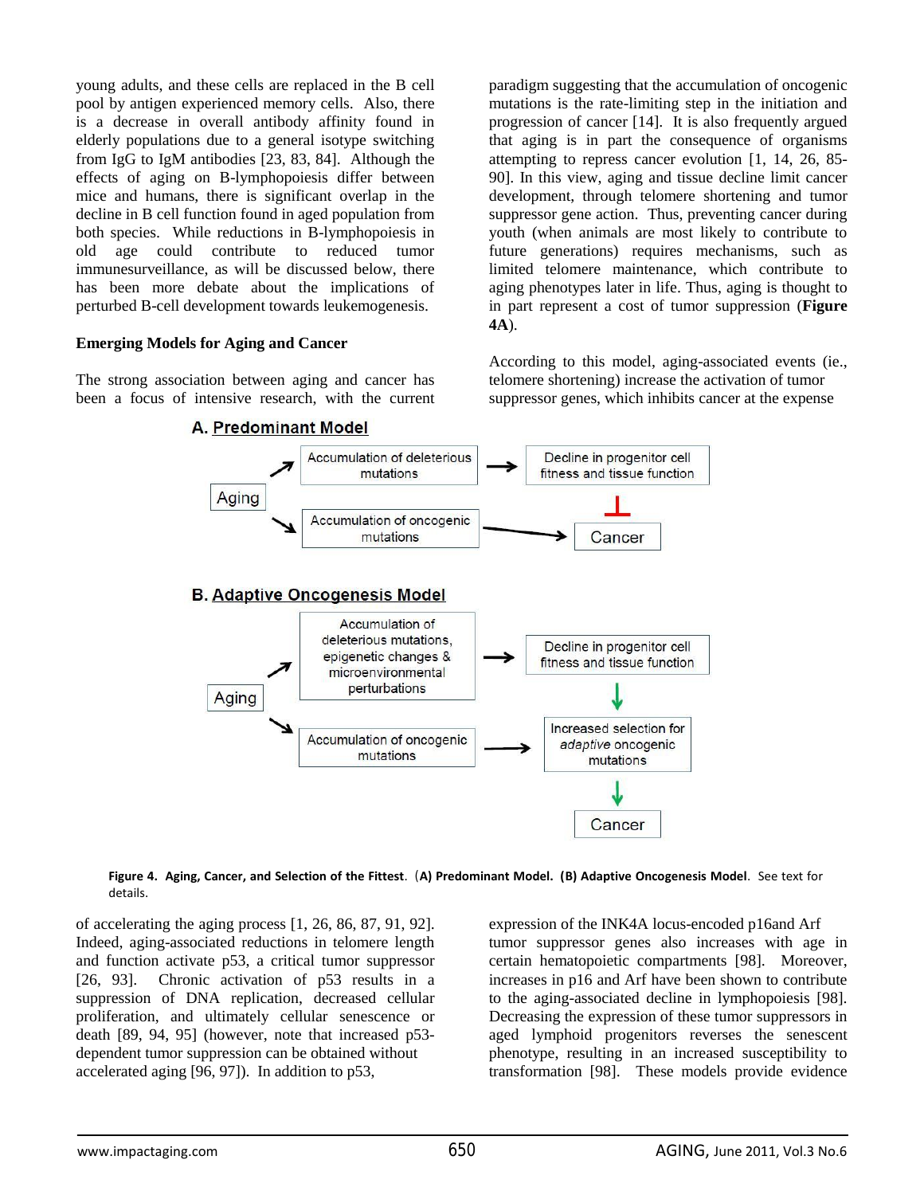young adults, and these cells are replaced in the B cell pool by antigen experienced memory cells. Also, there is a decrease in overall antibody affinity found in elderly populations due to a general isotype switching from IgG to IgM antibodies [23, 83, 84]. Although the effects of aging on B-lymphopoiesis differ between mice and humans, there is significant overlap in the decline in B cell function found in aged population from both species. While reductions in B-lymphopoiesis in old age could contribute to reduced tumor immunesurveillance, as will be discussed below, there has been more debate about the implications of perturbed B-cell development towards leukemogenesis.

**Emerging Models for Aging and Cancer**

The strong association between aging and cancer has been a focus of intensive research, with the current paradigm suggesting that the accumulation of oncogenic mutations is the rate-limiting step in the initiation and progression of cancer [14]. It is also frequently argued that aging is in part the consequence of organisms attempting to repress cancer evolution [1, 14, 26, 85-90]. In this view, aging and tissue decline limit cancer development, through telomere shortening and tumor suppressor gene action. Thus, preventing cancer during youth (when animals are most likely to contribute to future generations) requires mechanisms, such as limited telomere maintenance, which contribute to aging phenotypes later in life. Thus, aging is thought to in part represent a cost of tumor suppression (**Figure 4A**).

According to this model, aging-associated events (ie., telomere shortening) increase the activation of tumor suppressor genes, which inhibits cancer at the expense of accelerating the aging process [1, 26, 86, 87, 91, 92]. Indeed, aging-associated reductions in telomere length and function activate p53, a critical tumor suppressor [26, 93]. Chronic activation of p53 results in a suppression of DNA replication, decreased cellular proliferation, and ultimately cellular senescence or death [89, 94, 95] (however, note that increased p53-dependent tumor suppression can be obtained without accelerated aging [96, 97]). In addition to p53, expression of the INK4A locus-encoded p16and Arf tumor suppressor genes also increases with age in certain hematopoietic compartments [98]. Moreover, increases in p16 and Arf have been shown to contribute to the aging-associated decline in lymphopoiesis [98]. Decreasing the expression of these tumor suppressors in aged lymphoid progenitors reverses the senescent phenotype, resulting in an increased susceptibility to transformation [98]. These models provide evidence

**A. Predominant Model**

Aging → Accumulation of deleterious mutations → Decline in progenitor cell fitness and tissue function ⊣ Cancer

Aging → Accumulation of oncogenic mutations → Cancer

**B. Adaptive Oncogenesis Model**

Aging → Accumulation of deleterious mutations, epigenetic changes & microenvironmental perturbations → Decline in progenitor cell fitness and tissue function → Increased selection for *adaptive* oncogenic mutations → Cancer

Aging → Accumulation of oncogenic mutations → Increased selection for *adaptive* oncogenic mutations

**Figure 4. Aging, Cancer, and Selection of the Fittest**. (**A) Predominant Model. (B) Adaptive Oncogenesis Model**. See text for details.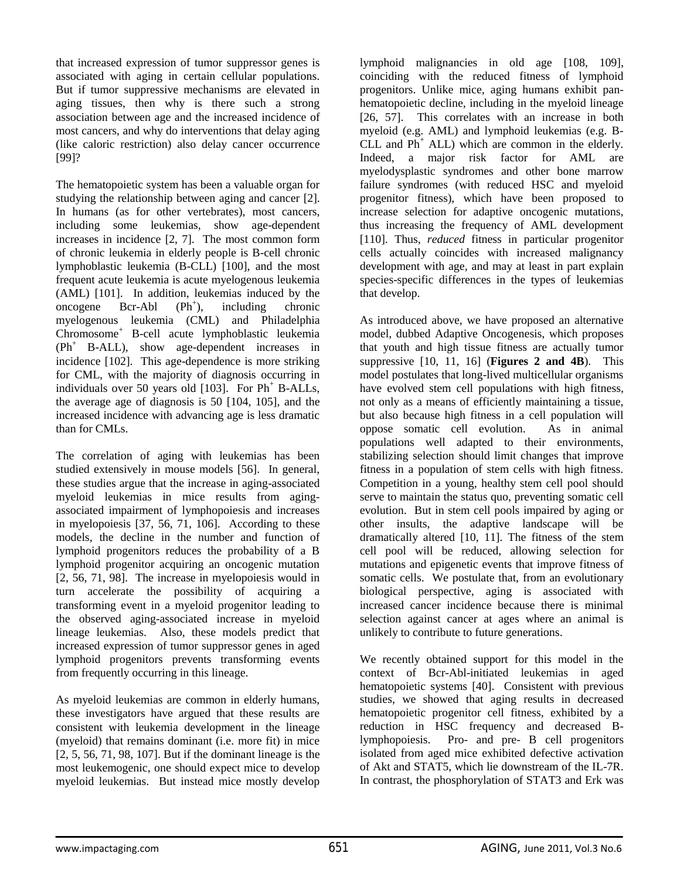that increased expression of tumor suppressor genes is associated with aging in certain cellular populations. But if tumor suppressive mechanisms are elevated in aging tissues, then why is there such a strong association between age and the increased incidence of most cancers, and why do interventions that delay aging (like caloric restriction) also delay cancer occurrence [99]?

The hematopoietic system has been a valuable organ for studying the relationship between aging and cancer [2]. In humans (as for other vertebrates), most cancers, including some leukemias, show age-dependent increases in incidence [2, 7]. The most common form of chronic leukemia in elderly people is B-cell chronic lymphoblastic leukemia (B-CLL) [100], and the most frequent acute leukemia is acute myelogenous leukemia (AML) [101]. In addition, leukemias induced by the oncogene Bcr-Abl ($Ph^+$), including chronic myelogenous leukemia (CML) and Philadelphia $Chromosome^+$ B-cell acute lymphoblastic leukemia ($Ph^+$ B-ALL), show age-dependent increases in incidence [102]. This age-dependence is more striking for CML, with the majority of diagnosis occurring in individuals over 50 years old [103]. For $Ph^+$ B-ALLs, the average age of diagnosis is 50 [104, 105], and the increased incidence with advancing age is less dramatic than for CMLs.

The correlation of aging with leukemias has been studied extensively in mouse models [56]. In general, these studies argue that the increase in aging-associated myeloid leukemias in mice results from aging-associated impairment of lymphopoiesis and increases in myelopoiesis [37, 56, 71, 106]. According to these models, the decline in the number and function of lymphoid progenitors reduces the probability of a B lymphoid progenitor acquiring an oncogenic mutation [2, 56, 71, 98]. The increase in myelopoiesis would in turn accelerate the possibility of acquiring a transforming event in a myeloid progenitor leading to the observed aging-associated increase in myeloid lineage leukemias. Also, these models predict that increased expression of tumor suppressor genes in aged lymphoid progenitors prevents transforming events from frequently occurring in this lineage.

As myeloid leukemias are common in elderly humans, these investigators have argued that these results are consistent with leukemia development in the lineage (myeloid) that remains dominant (i.e. more fit) in mice [2, 5, 56, 71, 98, 107]. But if the dominant lineage is the most leukemogenic, one should expect mice to develop myeloid leukemias. But instead mice mostly develop lymphoid malignancies in old age [108, 109], coinciding with the reduced fitness of lymphoid progenitors. Unlike mice, aging humans exhibit pan-hematopoietic decline, including in the myeloid lineage [26, 57]. This correlates with an increase in both myeloid (e.g. AML) and lymphoid leukemias (e.g. B-CLL and $Ph^+$ ALL) which are common in the elderly. Indeed, a major risk factor for AML are myelodysplastic syndromes and other bone marrow failure syndromes (with reduced HSC and myeloid progenitor fitness), which have been proposed to increase selection for adaptive oncogenic mutations, thus increasing the frequency of AML development [110]. Thus, *reduced* fitness in particular progenitor cells actually coincides with increased malignancy development with age, and may at least in part explain species-specific differences in the types of leukemias that develop.

As introduced above, we have proposed an alternative model, dubbed Adaptive Oncogenesis, which proposes that youth and high tissue fitness are actually tumor suppressive [10, 11, 16] (**Figures 2 and 4B**). This model postulates that long-lived multicellular organisms have evolved stem cell populations with high fitness, not only as a means of efficiently maintaining a tissue, but also because high fitness in a cell population will oppose somatic cell evolution. As in animal populations well adapted to their environments, stabilizing selection should limit changes that improve fitness in a population of stem cells with high fitness. Competition in a young, healthy stem cell pool should serve to maintain the status quo, preventing somatic cell evolution. But in stem cell pools impaired by aging or other insults, the adaptive landscape will be dramatically altered [10, 11]. The fitness of the stem cell pool will be reduced, allowing selection for mutations and epigenetic events that improve fitness of somatic cells. We postulate that, from an evolutionary biological perspective, aging is associated with increased cancer incidence because there is minimal selection against cancer at ages where an animal is unlikely to contribute to future generations.

We recently obtained support for this model in the context of Bcr-Abl-initiated leukemias in aged hematopoietic systems [40]. Consistent with previous studies, we showed that aging results in decreased hematopoietic progenitor cell fitness, exhibited by a reduction in HSC frequency and decreased B-lymphopoiesis. Pro- and pre- B cell progenitors isolated from aged mice exhibited defective activation of Akt and STAT5, which lie downstream of the IL-7R. In contrast, the phosphorylation of STAT3 and Erk was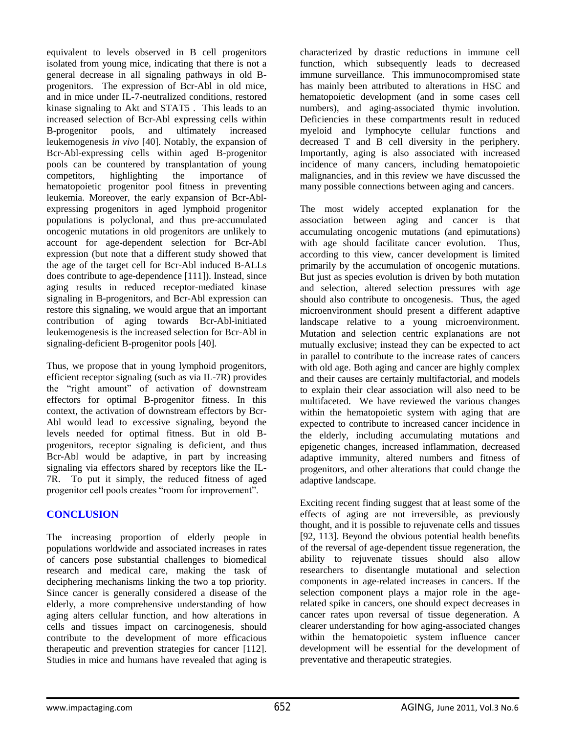equivalent to levels observed in B cell progenitors isolated from young mice, indicating that there is not a general decrease in all signaling pathways in old B-progenitors. The expression of Bcr-Abl in old mice, and in mice under IL-7-neutralized conditions, restored kinase signaling to Akt and STAT5 . This leads to an increased selection of Bcr-Abl expressing cells within B-progenitor pools, and ultimately increased leukemogenesis *in vivo* [40]. Notably, the expansion of Bcr-Abl-expressing cells within aged B-progenitor pools can be countered by transplantation of young competitors, highlighting the importance of hematopoietic progenitor pool fitness in preventing leukemia. Moreover, the early expansion of Bcr-Abl-expressing progenitors in aged lymphoid progenitor populations is polyclonal, and thus pre-accumulated oncogenic mutations in old progenitors are unlikely to account for age-dependent selection for Bcr-Abl expression (but note that a different study showed that the age of the target cell for Bcr-Abl induced B-ALLs does contribute to age-dependence [111]). Instead, since aging results in reduced receptor-mediated kinase signaling in B-progenitors, and Bcr-Abl expression can restore this signaling, we would argue that an important contribution of aging towards Bcr-Abl-initiated leukemogenesis is the increased selection for Bcr-Abl in signaling-deficient B-progenitor pools [40].

Thus, we propose that in young lymphoid progenitors, efficient receptor signaling (such as via IL-7R) provides the "right amount" of activation of downstream effectors for optimal B-progenitor fitness. In this context, the activation of downstream effectors by Bcr-Abl would lead to excessive signaling, beyond the levels needed for optimal fitness. But in old B-progenitors, receptor signaling is deficient, and thus Bcr-Abl would be adaptive, in part by increasing signaling via effectors shared by receptors like the IL-7R. To put it simply, the reduced fitness of aged progenitor cell pools creates "room for improvement".

## CONCLUSION

The increasing proportion of elderly people in populations worldwide and associated increases in rates of cancers pose substantial challenges to biomedical research and medical care, making the task of deciphering mechanisms linking the two a top priority. Since cancer is generally considered a disease of the elderly, a more comprehensive understanding of how aging alters cellular function, and how alterations in cells and tissues impact on carcinogenesis, should contribute to the development of more efficacious therapeutic and prevention strategies for cancer [112]. Studies in mice and humans have revealed that aging is characterized by drastic reductions in immune cell function, which subsequently leads to decreased immune surveillance. This immunocompromised state has mainly been attributed to alterations in HSC and hematopoietic development (and in some cases cell numbers), and aging-associated thymic involution. Deficiencies in these compartments result in reduced myeloid and lymphocyte cellular functions and decreased T and B cell diversity in the periphery. Importantly, aging is also associated with increased incidence of many cancers, including hematopoietic malignancies, and in this review we have discussed the many possible connections between aging and cancers.

The most widely accepted explanation for the association between aging and cancer is that accumulating oncogenic mutations (and epimutations) with age should facilitate cancer evolution. Thus, according to this view, cancer development is limited primarily by the accumulation of oncogenic mutations. But just as species evolution is driven by both mutation and selection, altered selection pressures with age should also contribute to oncogenesis. Thus, the aged microenvironment should present a different adaptive landscape relative to a young microenvironment. Mutation and selection centric explanations are not mutually exclusive; instead they can be expected to act in parallel to contribute to the increase rates of cancers with old age. Both aging and cancer are highly complex and their causes are certainly multifactorial, and models to explain their clear association will also need to be multifaceted. We have reviewed the various changes within the hematopoietic system with aging that are expected to contribute to increased cancer incidence in the elderly, including accumulating mutations and epigenetic changes, increased inflammation, decreased adaptive immunity, altered numbers and fitness of progenitors, and other alterations that could change the adaptive landscape.

Exciting recent finding suggest that at least some of the effects of aging are not irreversible, as previously thought, and it is possible to rejuvenate cells and tissues [92, 113]. Beyond the obvious potential health benefits of the reversal of age-dependent tissue regeneration, the ability to rejuvenate tissues should also allow researchers to disentangle mutational and selection components in age-related increases in cancers. If the selection component plays a major role in the age-related spike in cancers, one should expect decreases in cancer rates upon reversal of tissue degeneration. A clearer understanding for how aging-associated changes within the hematopoietic system influence cancer development will be essential for the development of preventative and therapeutic strategies.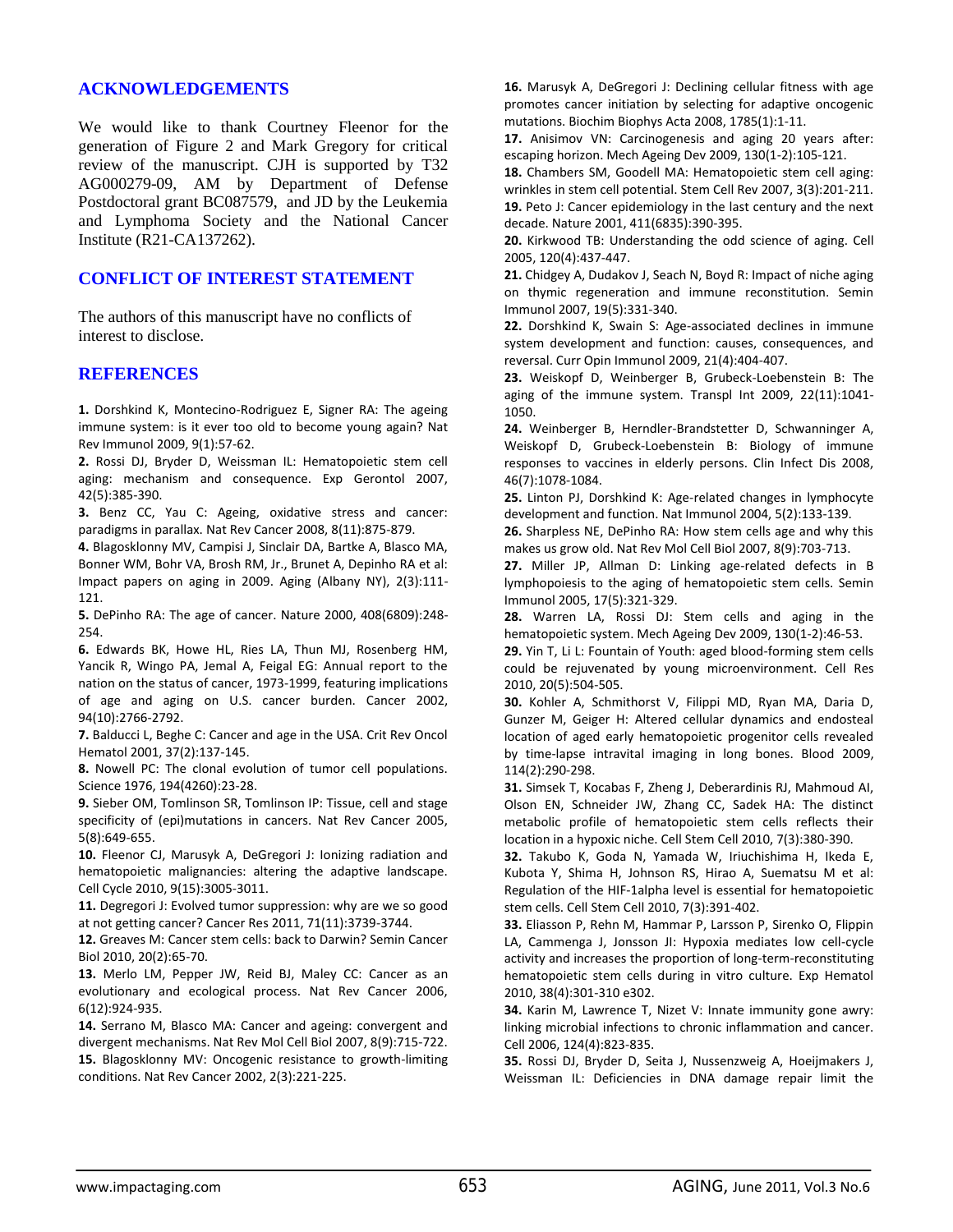## ACKNOWLEDGEMENTS

We would like to thank Courtney Fleenor for the generation of Figure 2 and Mark Gregory for critical review of the manuscript. CJH is supported by T32 AG000279-09, AM by Department of Defense Postdoctoral grant BC087579, and JD by the Leukemia and Lymphoma Society and the National Cancer Institute (R21-CA137262).

## CONFLICT OF INTEREST STATEMENT

The authors of this manuscript have no conflicts of interest to disclose.

## REFERENCES

**1.** Dorshkind K, Montecino-Rodriguez E, Signer RA: The ageing immune system: is it ever too old to become young again? Nat Rev Immunol 2009, 9(1):57-62.

**2.** Rossi DJ, Bryder D, Weissman IL: Hematopoietic stem cell aging: mechanism and consequence. Exp Gerontol 2007, 42(5):385-390.

**3.** Benz CC, Yau C: Ageing, oxidative stress and cancer: paradigms in parallax. Nat Rev Cancer 2008, 8(11):875-879.

**4.** Blagosklonny MV, Campisi J, Sinclair DA, Bartke A, Blasco MA, Bonner WM, Bohr VA, Brosh RM, Jr., Brunet A, Depinho RA et al: Impact papers on aging in 2009. Aging (Albany NY), 2(3):111-121.

**5.** DePinho RA: The age of cancer. Nature 2000, 408(6809):248-254.

**6.** Edwards BK, Howe HL, Ries LA, Thun MJ, Rosenberg HM, Yancik R, Wingo PA, Jemal A, Feigal EG: Annual report to the nation on the status of cancer, 1973-1999, featuring implications of age and aging on U.S. cancer burden. Cancer 2002, 94(10):2766-2792.

**7.** Balducci L, Beghe C: Cancer and age in the USA. Crit Rev Oncol Hematol 2001, 37(2):137-145.

**8.** Nowell PC: The clonal evolution of tumor cell populations. Science 1976, 194(4260):23-28.

**9.** Sieber OM, Tomlinson SR, Tomlinson IP: Tissue, cell and stage specificity of (epi)mutations in cancers. Nat Rev Cancer 2005, 5(8):649-655.

**10.** Fleenor CJ, Marusyk A, DeGregori J: Ionizing radiation and hematopoietic malignancies: altering the adaptive landscape. Cell Cycle 2010, 9(15):3005-3011.

**11.** Degregori J: Evolved tumor suppression: why are we so good at not getting cancer? Cancer Res 2011, 71(11):3739-3744.

**12.** Greaves M: Cancer stem cells: back to Darwin? Semin Cancer Biol 2010, 20(2):65-70.

**13.** Merlo LM, Pepper JW, Reid BJ, Maley CC: Cancer as an evolutionary and ecological process. Nat Rev Cancer 2006, 6(12):924-935.

**14.** Serrano M, Blasco MA: Cancer and ageing: convergent and divergent mechanisms. Nat Rev Mol Cell Biol 2007, 8(9):715-722.

**15.** Blagosklonny MV: Oncogenic resistance to growth-limiting conditions. Nat Rev Cancer 2002, 2(3):221-225.

**16.** Marusyk A, DeGregori J: Declining cellular fitness with age promotes cancer initiation by selecting for adaptive oncogenic mutations. Biochim Biophys Acta 2008, 1785(1):1-11.

**17.** Anisimov VN: Carcinogenesis and aging 20 years after: escaping horizon. Mech Ageing Dev 2009, 130(1-2):105-121.

**18.** Chambers SM, Goodell MA: Hematopoietic stem cell aging: wrinkles in stem cell potential. Stem Cell Rev 2007, 3(3):201-211.

**19.** Peto J: Cancer epidemiology in the last century and the next decade. Nature 2001, 411(6835):390-395.

**20.** Kirkwood TB: Understanding the odd science of aging. Cell 2005, 120(4):437-447.

**21.** Chidgey A, Dudakov J, Seach N, Boyd R: Impact of niche aging on thymic regeneration and immune reconstitution. Semin Immunol 2007, 19(5):331-340.

**22.** Dorshkind K, Swain S: Age-associated declines in immune system development and function: causes, consequences, and reversal. Curr Opin Immunol 2009, 21(4):404-407.

**23.** Weiskopf D, Weinberger B, Grubeck-Loebenstein B: The aging of the immune system. Transpl Int 2009, 22(11):1041-1050.

**24.** Weinberger B, Herndler-Brandstetter D, Schwanninger A, Weiskopf D, Grubeck-Loebenstein B: Biology of immune responses to vaccines in elderly persons. Clin Infect Dis 2008, 46(7):1078-1084.

**25.** Linton PJ, Dorshkind K: Age-related changes in lymphocyte development and function. Nat Immunol 2004, 5(2):133-139.

**26.** Sharpless NE, DePinho RA: How stem cells age and why this makes us grow old. Nat Rev Mol Cell Biol 2007, 8(9):703-713.

**27.** Miller JP, Allman D: Linking age-related defects in B lymphopoiesis to the aging of hematopoietic stem cells. Semin Immunol 2005, 17(5):321-329.

**28.** Warren LA, Rossi DJ: Stem cells and aging in the hematopoietic system. Mech Ageing Dev 2009, 130(1-2):46-53.

**29.** Yin T, Li L: Fountain of Youth: aged blood-forming stem cells could be rejuvenated by young microenvironment. Cell Res 2010, 20(5):504-505.

**30.** Kohler A, Schmithorst V, Filippi MD, Ryan MA, Daria D, Gunzer M, Geiger H: Altered cellular dynamics and endosteal location of aged early hematopoietic progenitor cells revealed by time-lapse intravital imaging in long bones. Blood 2009, 114(2):290-298.

**31.** Simsek T, Kocabas F, Zheng J, Deberardinis RJ, Mahmoud AI, Olson EN, Schneider JW, Zhang CC, Sadek HA: The distinct metabolic profile of hematopoietic stem cells reflects their location in a hypoxic niche. Cell Stem Cell 2010, 7(3):380-390.

**32.** Takubo K, Goda N, Yamada W, Iriuchishima H, Ikeda E, Kubota Y, Shima H, Johnson RS, Hirao A, Suematsu M et al: Regulation of the HIF-1alpha level is essential for hematopoietic stem cells. Cell Stem Cell 2010, 7(3):391-402.

**33.** Eliasson P, Rehn M, Hammar P, Larsson P, Sirenko O, Flippin LA, Cammenga J, Jonsson JI: Hypoxia mediates low cell-cycle activity and increases the proportion of long-term-reconstituting hematopoietic stem cells during in vitro culture. Exp Hematol 2010, 38(4):301-310 e302.

**34.** Karin M, Lawrence T, Nizet V: Innate immunity gone awry: linking microbial infections to chronic inflammation and cancer. Cell 2006, 124(4):823-835.

**35.** Rossi DJ, Bryder D, Seita J, Nussenzweig A, Hoeijmakers J, Weissman IL: Deficiencies in DNA damage repair limit the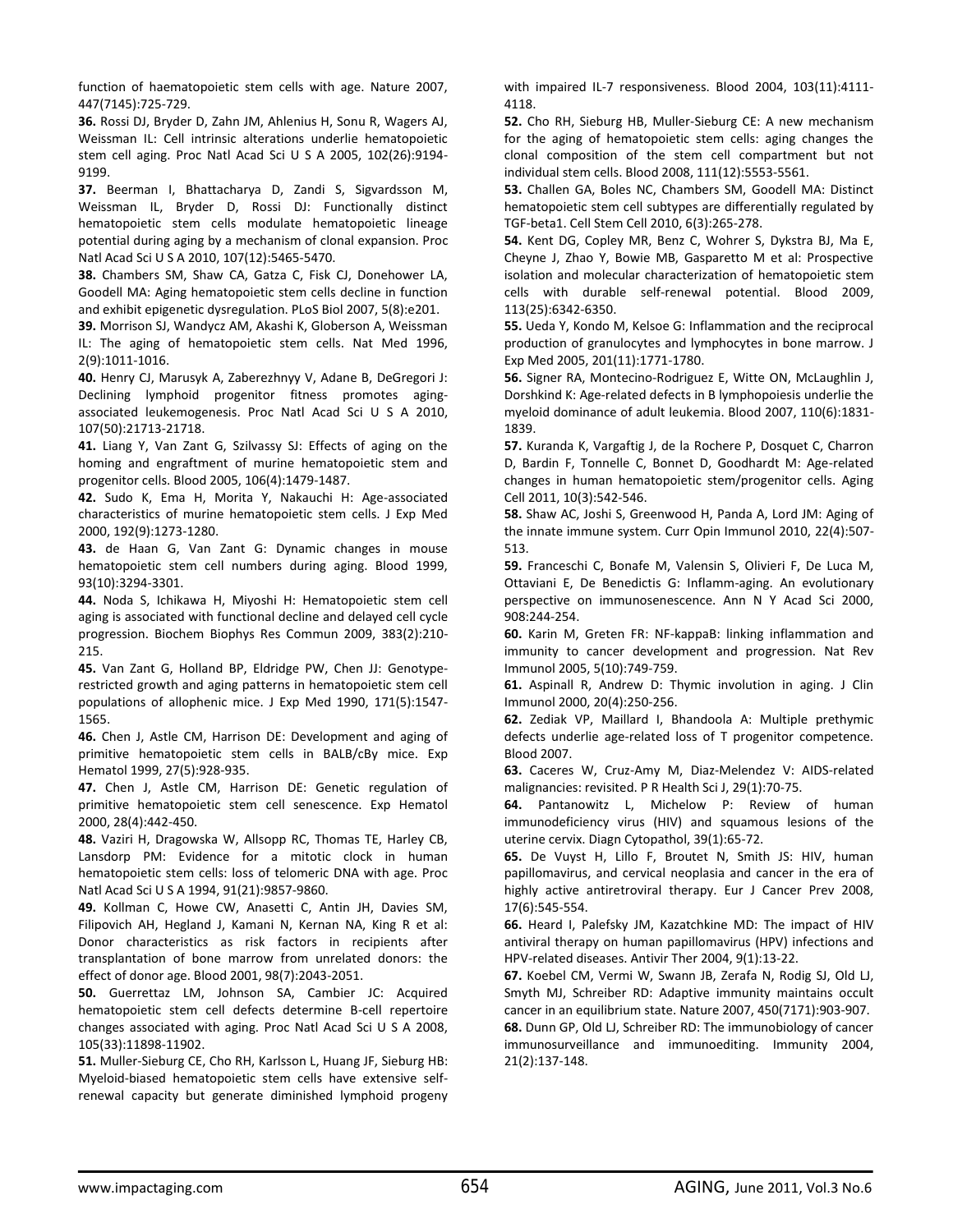function of haematopoietic stem cells with age. Nature 2007, 447(7145):725-729.

**36.** Rossi DJ, Bryder D, Zahn JM, Ahlenius H, Sonu R, Wagers AJ, Weissman IL: Cell intrinsic alterations underlie hematopoietic stem cell aging. Proc Natl Acad Sci U S A 2005, 102(26):9194-9199.

**37.** Beerman I, Bhattacharya D, Zandi S, Sigvardsson M, Weissman IL, Bryder D, Rossi DJ: Functionally distinct hematopoietic stem cells modulate hematopoietic lineage potential during aging by a mechanism of clonal expansion. Proc Natl Acad Sci U S A 2010, 107(12):5465-5470.

**38.** Chambers SM, Shaw CA, Gatza C, Fisk CJ, Donehower LA, Goodell MA: Aging hematopoietic stem cells decline in function and exhibit epigenetic dysregulation. PLoS Biol 2007, 5(8):e201.

**39.** Morrison SJ, Wandycz AM, Akashi K, Globerson A, Weissman IL: The aging of hematopoietic stem cells. Nat Med 1996, 2(9):1011-1016.

**40.** Henry CJ, Marusyk A, Zaberezhnyy V, Adane B, DeGregori J: Declining lymphoid progenitor fitness promotes aging-associated leukemogenesis. Proc Natl Acad Sci U S A 2010, 107(50):21713-21718.

**41.** Liang Y, Van Zant G, Szilvassy SJ: Effects of aging on the homing and engraftment of murine hematopoietic stem and progenitor cells. Blood 2005, 106(4):1479-1487.

**42.** Sudo K, Ema H, Morita Y, Nakauchi H: Age-associated characteristics of murine hematopoietic stem cells. J Exp Med 2000, 192(9):1273-1280.

**43.** de Haan G, Van Zant G: Dynamic changes in mouse hematopoietic stem cell numbers during aging. Blood 1999, 93(10):3294-3301.

**44.** Noda S, Ichikawa H, Miyoshi H: Hematopoietic stem cell aging is associated with functional decline and delayed cell cycle progression. Biochem Biophys Res Commun 2009, 383(2):210-215.

**45.** Van Zant G, Holland BP, Eldridge PW, Chen JJ: Genotype-restricted growth and aging patterns in hematopoietic stem cell populations of allophenic mice. J Exp Med 1990, 171(5):1547-1565.

**46.** Chen J, Astle CM, Harrison DE: Development and aging of primitive hematopoietic stem cells in BALB/cBy mice. Exp Hematol 1999, 27(5):928-935.

**47.** Chen J, Astle CM, Harrison DE: Genetic regulation of primitive hematopoietic stem cell senescence. Exp Hematol 2000, 28(4):442-450.

**48.** Vaziri H, Dragowska W, Allsopp RC, Thomas TE, Harley CB, Lansdorp PM: Evidence for a mitotic clock in human hematopoietic stem cells: loss of telomeric DNA with age. Proc Natl Acad Sci U S A 1994, 91(21):9857-9860.

**49.** Kollman C, Howe CW, Anasetti C, Antin JH, Davies SM, Filipovich AH, Hegland J, Kamani N, Kernan NA, King R et al: Donor characteristics as risk factors in recipients after transplantation of bone marrow from unrelated donors: the effect of donor age. Blood 2001, 98(7):2043-2051.

**50.** Guerrettaz LM, Johnson SA, Cambier JC: Acquired hematopoietic stem cell defects determine B-cell repertoire changes associated with aging. Proc Natl Acad Sci U S A 2008, 105(33):11898-11902.

**51.** Muller-Sieburg CE, Cho RH, Karlsson L, Huang JF, Sieburg HB: Myeloid-biased hematopoietic stem cells have extensive self-renewal capacity but generate diminished lymphoid progeny with impaired IL-7 responsiveness. Blood 2004, 103(11):4111-4118.

**52.** Cho RH, Sieburg HB, Muller-Sieburg CE: A new mechanism for the aging of hematopoietic stem cells: aging changes the clonal composition of the stem cell compartment but not individual stem cells. Blood 2008, 111(12):5553-5561.

**53.** Challen GA, Boles NC, Chambers SM, Goodell MA: Distinct hematopoietic stem cell subtypes are differentially regulated by TGF-beta1. Cell Stem Cell 2010, 6(3):265-278.

**54.** Kent DG, Copley MR, Benz C, Wohrer S, Dykstra BJ, Ma E, Cheyne J, Zhao Y, Bowie MB, Gasparetto M et al: Prospective isolation and molecular characterization of hematopoietic stem cells with durable self-renewal potential. Blood 2009, 113(25):6342-6350.

**55.** Ueda Y, Kondo M, Kelsoe G: Inflammation and the reciprocal production of granulocytes and lymphocytes in bone marrow. J Exp Med 2005, 201(11):1771-1780.

**56.** Signer RA, Montecino-Rodriguez E, Witte ON, McLaughlin J, Dorshkind K: Age-related defects in B lymphopoiesis underlie the myeloid dominance of adult leukemia. Blood 2007, 110(6):1831-1839.

**57.** Kuranda K, Vargaftig J, de la Rochere P, Dosquet C, Charron D, Bardin F, Tonnelle C, Bonnet D, Goodhardt M: Age-related changes in human hematopoietic stem/progenitor cells. Aging Cell 2011, 10(3):542-546.

**58.** Shaw AC, Joshi S, Greenwood H, Panda A, Lord JM: Aging of the innate immune system. Curr Opin Immunol 2010, 22(4):507-513.

**59.** Franceschi C, Bonafe M, Valensin S, Olivieri F, De Luca M, Ottaviani E, De Benedictis G: Inflamm-aging. An evolutionary perspective on immunosenescence. Ann N Y Acad Sci 2000, 908:244-254.

**60.** Karin M, Greten FR: NF-kappaB: linking inflammation and immunity to cancer development and progression. Nat Rev Immunol 2005, 5(10):749-759.

**61.** Aspinall R, Andrew D: Thymic involution in aging. J Clin Immunol 2000, 20(4):250-256.

**62.** Zediak VP, Maillard I, Bhandoola A: Multiple prethymic defects underlie age-related loss of T progenitor competence. Blood 2007.

**63.** Caceres W, Cruz-Amy M, Diaz-Melendez V: AIDS-related malignancies: revisited. P R Health Sci J, 29(1):70-75.

**64.** Pantanowitz L, Michelow P: Review of human immunodeficiency virus (HIV) and squamous lesions of the uterine cervix. Diagn Cytopathol, 39(1):65-72.

**65.** De Vuyst H, Lillo F, Broutet N, Smith JS: HIV, human papillomavirus, and cervical neoplasia and cancer in the era of highly active antiretroviral therapy. Eur J Cancer Prev 2008, 17(6):545-554.

**66.** Heard I, Palefsky JM, Kazatchkine MD: The impact of HIV antiviral therapy on human papillomavirus (HPV) infections and HPV-related diseases. Antivir Ther 2004, 9(1):13-22.

**67.** Koebel CM, Vermi W, Swann JB, Zerafa N, Rodig SJ, Old LJ, Smyth MJ, Schreiber RD: Adaptive immunity maintains occult cancer in an equilibrium state. Nature 2007, 450(7171):903-907.

**68.** Dunn GP, Old LJ, Schreiber RD: The immunobiology of cancer immunosurveillance and immunoediting. Immunity 2004, 21(2):137-148.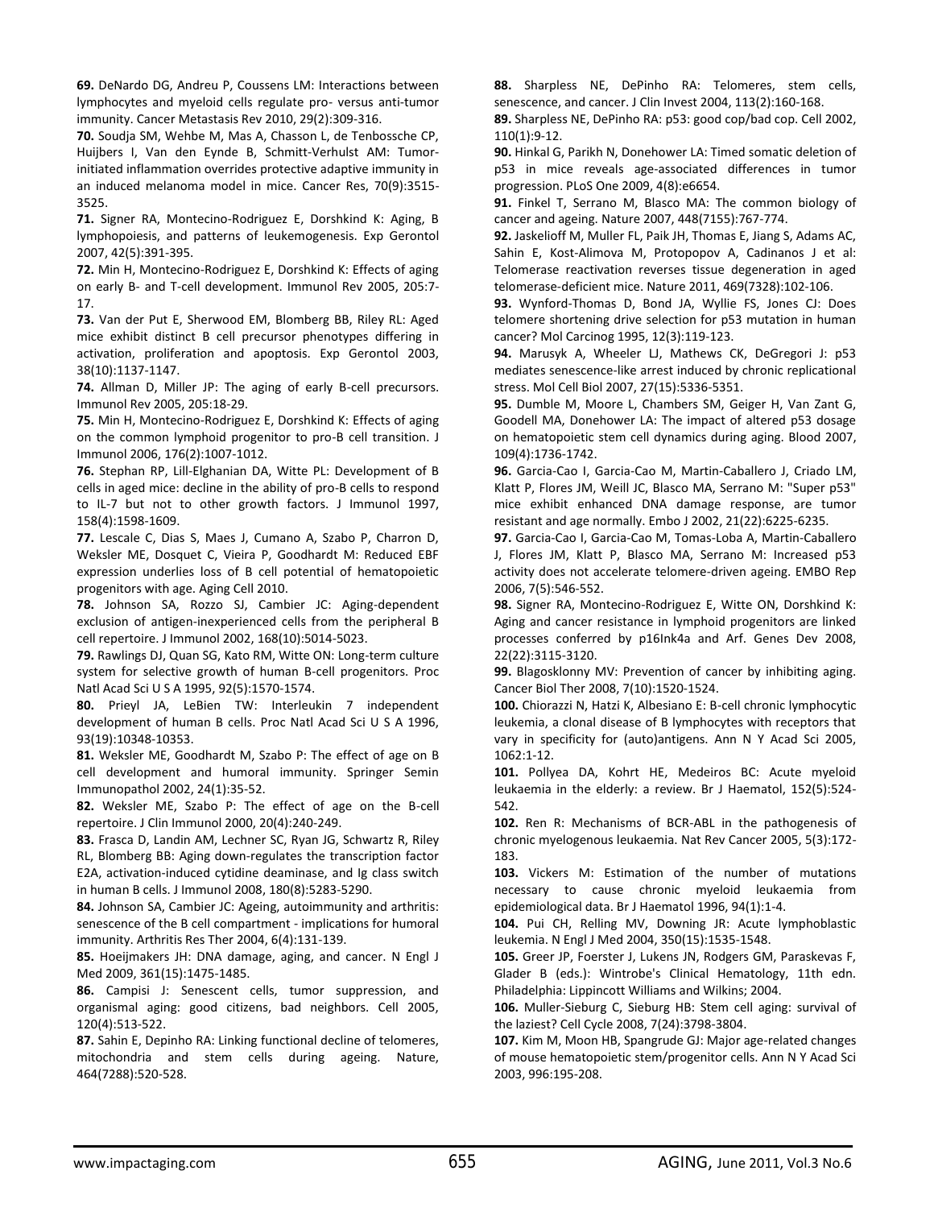**69.** DeNardo DG, Andreu P, Coussens LM: Interactions between lymphocytes and myeloid cells regulate pro- versus anti-tumor immunity. Cancer Metastasis Rev 2010, 29(2):309-316.

**70.** Soudja SM, Wehbe M, Mas A, Chasson L, de Tenbossche CP, Huijbers I, Van den Eynde B, Schmitt-Verhulst AM: Tumor-initiated inflammation overrides protective adaptive immunity in an induced melanoma model in mice. Cancer Res, 70(9):3515-3525.

**71.** Signer RA, Montecino-Rodriguez E, Dorshkind K: Aging, B lymphopoiesis, and patterns of leukemogenesis. Exp Gerontol 2007, 42(5):391-395.

**72.** Min H, Montecino-Rodriguez E, Dorshkind K: Effects of aging on early B- and T-cell development. Immunol Rev 2005, 205:7-17.

**73.** Van der Put E, Sherwood EM, Blomberg BB, Riley RL: Aged mice exhibit distinct B cell precursor phenotypes differing in activation, proliferation and apoptosis. Exp Gerontol 2003, 38(10):1137-1147.

**74.** Allman D, Miller JP: The aging of early B-cell precursors. Immunol Rev 2005, 205:18-29.

**75.** Min H, Montecino-Rodriguez E, Dorshkind K: Effects of aging on the common lymphoid progenitor to pro-B cell transition. J Immunol 2006, 176(2):1007-1012.

**76.** Stephan RP, Lill-Elghanian DA, Witte PL: Development of B cells in aged mice: decline in the ability of pro-B cells to respond to IL-7 but not to other growth factors. J Immunol 1997, 158(4):1598-1609.

**77.** Lescale C, Dias S, Maes J, Cumano A, Szabo P, Charron D, Weksler ME, Dosquet C, Vieira P, Goodhardt M: Reduced EBF expression underlies loss of B cell potential of hematopoietic progenitors with age. Aging Cell 2010.

**78.** Johnson SA, Rozzo SJ, Cambier JC: Aging-dependent exclusion of antigen-inexperienced cells from the peripheral B cell repertoire. J Immunol 2002, 168(10):5014-5023.

**79.** Rawlings DJ, Quan SG, Kato RM, Witte ON: Long-term culture system for selective growth of human B-cell progenitors. Proc Natl Acad Sci U S A 1995, 92(5):1570-1574.

**80.** Prieyl JA, LeBien TW: Interleukin 7 independent development of human B cells. Proc Natl Acad Sci U S A 1996, 93(19):10348-10353.

**81.** Weksler ME, Goodhardt M, Szabo P: The effect of age on B cell development and humoral immunity. Springer Semin Immunopathol 2002, 24(1):35-52.

**82.** Weksler ME, Szabo P: The effect of age on the B-cell repertoire. J Clin Immunol 2000, 20(4):240-249.

**83.** Frasca D, Landin AM, Lechner SC, Ryan JG, Schwartz R, Riley RL, Blomberg BB: Aging down-regulates the transcription factor E2A, activation-induced cytidine deaminase, and Ig class switch in human B cells. J Immunol 2008, 180(8):5283-5290.

**84.** Johnson SA, Cambier JC: Ageing, autoimmunity and arthritis: senescence of the B cell compartment - implications for humoral immunity. Arthritis Res Ther 2004, 6(4):131-139.

**85.** Hoeijmakers JH: DNA damage, aging, and cancer. N Engl J Med 2009, 361(15):1475-1485.

**86.** Campisi J: Senescent cells, tumor suppression, and organismal aging: good citizens, bad neighbors. Cell 2005, 120(4):513-522.

**87.** Sahin E, Depinho RA: Linking functional decline of telomeres, mitochondria and stem cells during ageing. Nature, 464(7288):520-528.

**88.** Sharpless NE, DePinho RA: Telomeres, stem cells, senescence, and cancer. J Clin Invest 2004, 113(2):160-168.

**89.** Sharpless NE, DePinho RA: p53: good cop/bad cop. Cell 2002, 110(1):9-12.

**90.** Hinkal G, Parikh N, Donehower LA: Timed somatic deletion of p53 in mice reveals age-associated differences in tumor progression. PLoS One 2009, 4(8):e6654.

**91.** Finkel T, Serrano M, Blasco MA: The common biology of cancer and ageing. Nature 2007, 448(7155):767-774.

**92.** Jaskelioff M, Muller FL, Paik JH, Thomas E, Jiang S, Adams AC, Sahin E, Kost-Alimova M, Protopopov A, Cadinanos J et al: Telomerase reactivation reverses tissue degeneration in aged telomerase-deficient mice. Nature 2011, 469(7328):102-106.

**93.** Wynford-Thomas D, Bond JA, Wyllie FS, Jones CJ: Does telomere shortening drive selection for p53 mutation in human cancer? Mol Carcinog 1995, 12(3):119-123.

**94.** Marusyk A, Wheeler LJ, Mathews CK, DeGregori J: p53 mediates senescence-like arrest induced by chronic replicational stress. Mol Cell Biol 2007, 27(15):5336-5351.

**95.** Dumble M, Moore L, Chambers SM, Geiger H, Van Zant G, Goodell MA, Donehower LA: The impact of altered p53 dosage on hematopoietic stem cell dynamics during aging. Blood 2007, 109(4):1736-1742.

**96.** Garcia-Cao I, Garcia-Cao M, Martin-Caballero J, Criado LM, Klatt P, Flores JM, Weill JC, Blasco MA, Serrano M: "Super p53" mice exhibit enhanced DNA damage response, are tumor resistant and age normally. Embo J 2002, 21(22):6225-6235.

**97.** Garcia-Cao I, Garcia-Cao M, Tomas-Loba A, Martin-Caballero J, Flores JM, Klatt P, Blasco MA, Serrano M: Increased p53 activity does not accelerate telomere-driven ageing. EMBO Rep 2006, 7(5):546-552.

**98.** Signer RA, Montecino-Rodriguez E, Witte ON, Dorshkind K: Aging and cancer resistance in lymphoid progenitors are linked processes conferred by p16Ink4a and Arf. Genes Dev 2008, 22(22):3115-3120.

**99.** Blagosklonny MV: Prevention of cancer by inhibiting aging. Cancer Biol Ther 2008, 7(10):1520-1524.

**100.** Chiorazzi N, Hatzi K, Albesiano E: B-cell chronic lymphocytic leukemia, a clonal disease of B lymphocytes with receptors that vary in specificity for (auto)antigens. Ann N Y Acad Sci 2005, 1062:1-12.

**101.** Pollyea DA, Kohrt HE, Medeiros BC: Acute myeloid leukaemia in the elderly: a review. Br J Haematol, 152(5):524-542.

**102.** Ren R: Mechanisms of BCR-ABL in the pathogenesis of chronic myelogenous leukaemia. Nat Rev Cancer 2005, 5(3):172-183.

**103.** Vickers M: Estimation of the number of mutations necessary to cause chronic myeloid leukaemia from epidemiological data. Br J Haematol 1996, 94(1):1-4.

**104.** Pui CH, Relling MV, Downing JR: Acute lymphoblastic leukemia. N Engl J Med 2004, 350(15):1535-1548.

**105.** Greer JP, Foerster J, Lukens JN, Rodgers GM, Paraskevas F, Glader B (eds.): Wintrobe's Clinical Hematology, 11th edn. Philadelphia: Lippincott Williams and Wilkins; 2004.

**106.** Muller-Sieburg C, Sieburg HB: Stem cell aging: survival of the laziest? Cell Cycle 2008, 7(24):3798-3804.

**107.** Kim M, Moon HB, Spangrude GJ: Major age-related changes of mouse hematopoietic stem/progenitor cells. Ann N Y Acad Sci 2003, 996:195-208.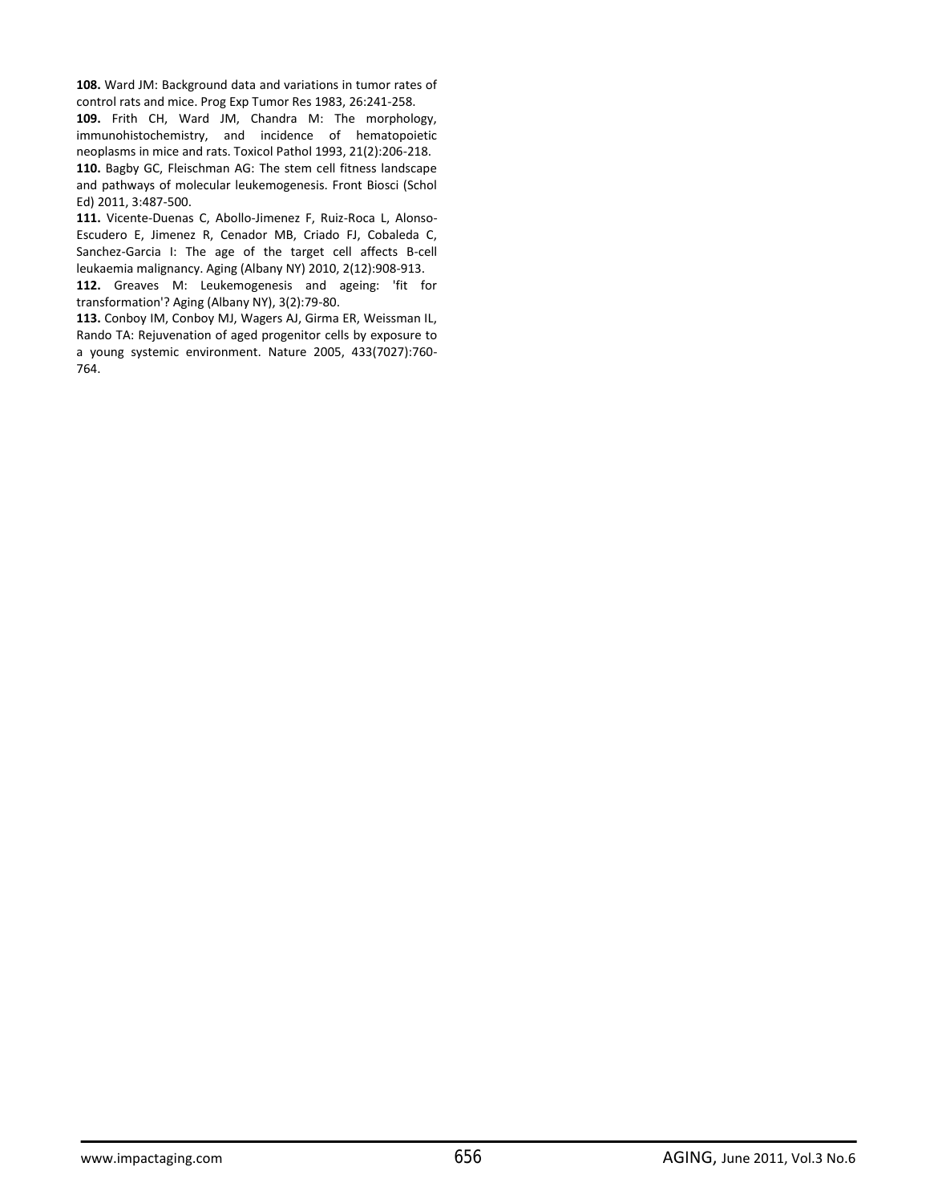**108.** Ward JM: Background data and variations in tumor rates of control rats and mice. Prog Exp Tumor Res 1983, 26:241-258.

**109.** Frith CH, Ward JM, Chandra M: The morphology, immunohistochemistry, and incidence of hematopoietic neoplasms in mice and rats. Toxicol Pathol 1993, 21(2):206-218.

**110.** Bagby GC, Fleischman AG: The stem cell fitness landscape and pathways of molecular leukemogenesis. Front Biosci (Schol Ed) 2011, 3:487-500.

**111.** Vicente-Duenas C, Abollo-Jimenez F, Ruiz-Roca L, Alonso-Escudero E, Jimenez R, Cenador MB, Criado FJ, Cobaleda C, Sanchez-Garcia I: The age of the target cell affects B-cell leukaemia malignancy. Aging (Albany NY) 2010, 2(12):908-913.

**112.** Greaves M: Leukemogenesis and ageing: 'fit for transformation'? Aging (Albany NY), 3(2):79-80.

**113.** Conboy IM, Conboy MJ, Wagers AJ, Girma ER, Weissman IL, Rando TA: Rejuvenation of aged progenitor cells by exposure to a young systemic environment. Nature 2005, 433(7027):760-764.